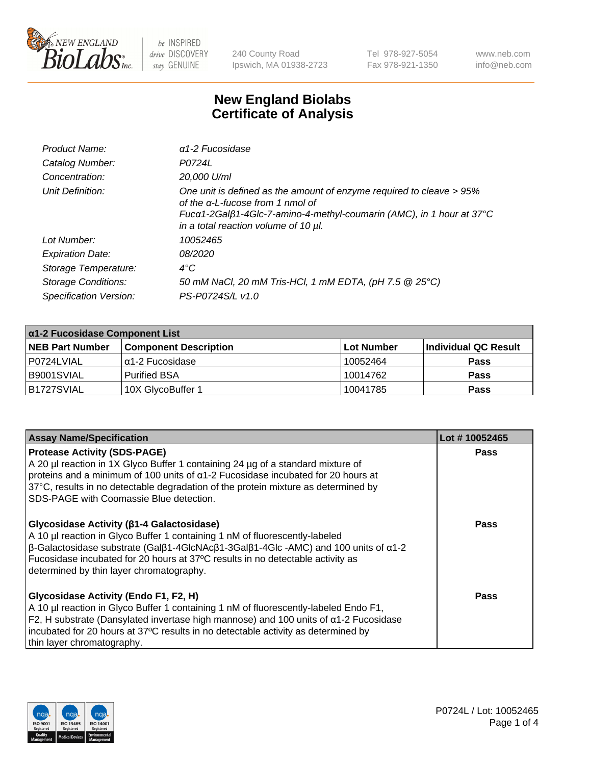New England BioLabs Inc. — be INSPIRED drive DISCOVERY stay GENUINE

240 County Road
Ipswich, MA 01938-2723

Tel 978-927-5054
Fax 978-921-1350

www.neb.com
info@neb.com

# New England Biolabs Certificate of Analysis

| | |
|---|---|
| *Product Name:* | *α1-2 Fucosidase* |
| *Catalog Number:* | *P0724L* |
| *Concentration:* | *20,000 U/ml* |
| *Unit Definition:* | *One unit is defined as the amount of enzyme required to cleave > 95% of the α-L-fucose from 1 nmol of Fucα1-2Galβ1-4Glc-7-amino-4-methyl-coumarin (AMC), in 1 hour at 37°C in a total reaction volume of 10 µl.* |
| *Lot Number:* | *10052465* |
| *Expiration Date:* | *08/2020* |
| *Storage Temperature:* | *4°C* |
| *Storage Conditions:* | *50 mM NaCl, 20 mM Tris-HCl, 1 mM EDTA, (pH 7.5 @ 25°C)* |
| *Specification Version:* | *PS-P0724S/L v1.0* |

| α1-2 Fucosidase Component List | | | |
|---|---|---|---|
| **NEB Part Number** | **Component Description** | **Lot Number** | **Individual QC Result** |
| P0724LVIAL | α1-2 Fucosidase | 10052464 | **Pass** |
| B9001SVIAL | Purified BSA | 10014762 | **Pass** |
| B1727SVIAL | 10X GlycoBuffer 1 | 10041785 | **Pass** |

| Assay Name/Specification | Lot # 10052465 |
|---|---|
| **Protease Activity (SDS-PAGE)**<br>A 20 µl reaction in 1X Glyco Buffer 1 containing 24 µg of a standard mixture of proteins and a minimum of 100 units of α1-2 Fucosidase incubated for 20 hours at 37°C, results in no detectable degradation of the protein mixture as determined by SDS-PAGE with Coomassie Blue detection. | **Pass** |
| **Glycosidase Activity (β1-4 Galactosidase)**<br>A 10 µl reaction in Glyco Buffer 1 containing 1 nM of fluorescently-labeled β-Galactosidase substrate (Galβ1-4GlcNAcβ1-3Galβ1-4Glc -AMC) and 100 units of α1-2 Fucosidase incubated for 20 hours at 37ºC results in no detectable activity as determined by thin layer chromatography. | **Pass** |
| **Glycosidase Activity (Endo F1, F2, H)**<br>A 10 µl reaction in Glyco Buffer 1 containing 1 nM of fluorescently-labeled Endo F1, F2, H substrate (Dansylated invertase high mannose) and 100 units of α1-2 Fucosidase incubated for 20 hours at 37ºC results in no detectable activity as determined by thin layer chromatography. | **Pass** |

P0724L / Lot: 10052465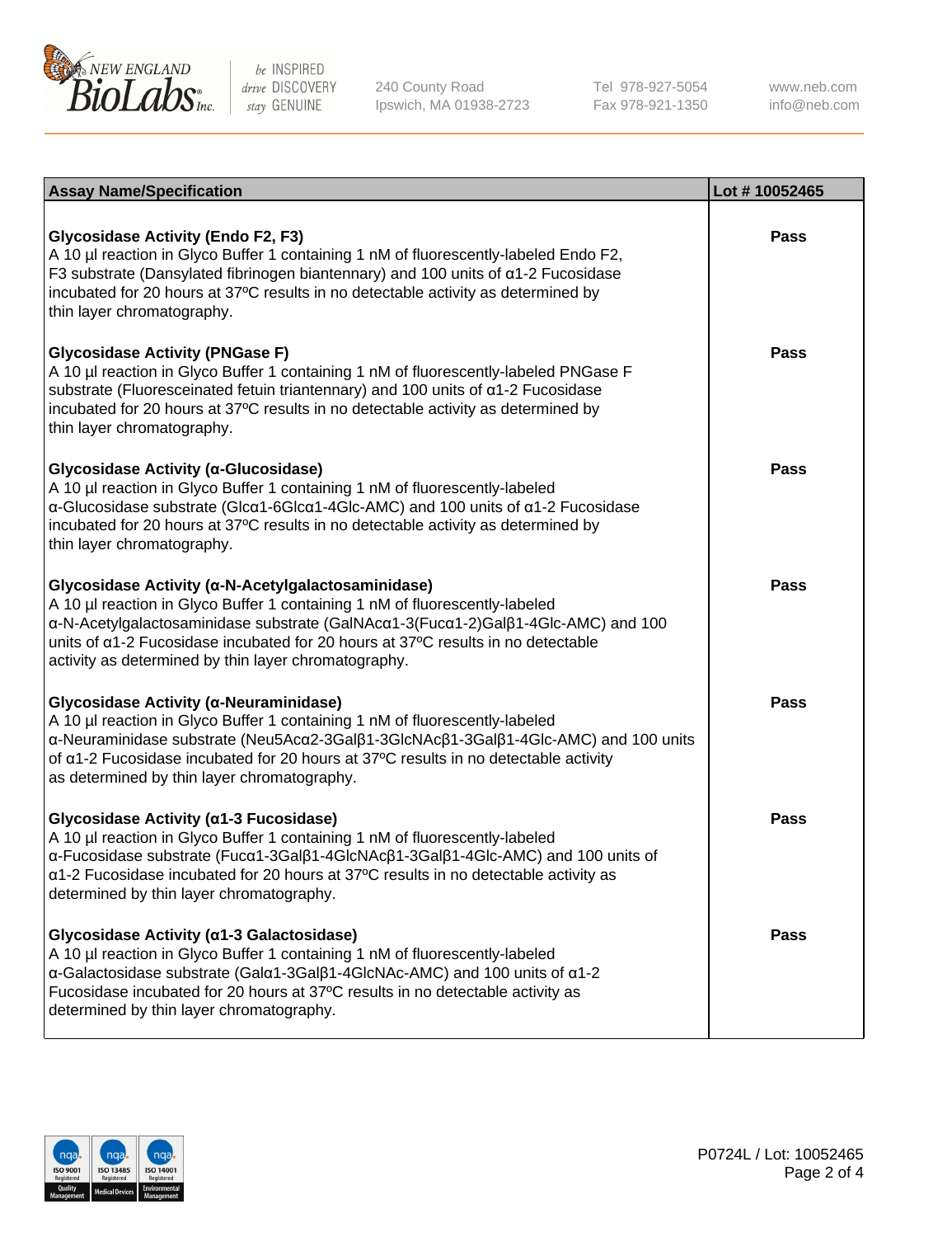| Assay Name/Specification | Lot # 10052465 |
|---|---|
| **Glycosidase Activity (Endo F2, F3)**<br>A 10 µl reaction in Glyco Buffer 1 containing 1 nM of fluorescently-labeled Endo F2, F3 substrate (Dansylated fibrinogen biantennary) and 100 units of α1-2 Fucosidase incubated for 20 hours at 37ºC results in no detectable activity as determined by thin layer chromatography. | Pass |
| **Glycosidase Activity (PNGase F)**<br>A 10 µl reaction in Glyco Buffer 1 containing 1 nM of fluorescently-labeled PNGase F substrate (Fluoresceinated fetuin triantennary) and 100 units of α1-2 Fucosidase incubated for 20 hours at 37ºC results in no detectable activity as determined by thin layer chromatography. | Pass |
| **Glycosidase Activity (α-Glucosidase)**<br>A 10 µl reaction in Glyco Buffer 1 containing 1 nM of fluorescently-labeled α-Glucosidase substrate (Glcα1-6Glcα1-4Glc-AMC) and 100 units of α1-2 Fucosidase incubated for 20 hours at 37ºC results in no detectable activity as determined by thin layer chromatography. | Pass |
| **Glycosidase Activity (α-N-Acetylgalactosaminidase)**<br>A 10 µl reaction in Glyco Buffer 1 containing 1 nM of fluorescently-labeled α-N-Acetylgalactosaminidase substrate (GalNAcα1-3(Fucα1-2)Galβ1-4Glc-AMC) and 100 units of α1-2 Fucosidase incubated for 20 hours at 37ºC results in no detectable activity as determined by thin layer chromatography. | Pass |
| **Glycosidase Activity (α-Neuraminidase)**<br>A 10 µl reaction in Glyco Buffer 1 containing 1 nM of fluorescently-labeled α-Neuraminidase substrate (Neu5Acα2-3Galβ1-3GlcNAcβ1-3Galβ1-4Glc-AMC) and 100 units of α1-2 Fucosidase incubated for 20 hours at 37ºC results in no detectable activity as determined by thin layer chromatography. | Pass |
| **Glycosidase Activity (α1-3 Fucosidase)**<br>A 10 µl reaction in Glyco Buffer 1 containing 1 nM of fluorescently-labeled α-Fucosidase substrate (Fucα1-3Galβ1-4GlcNAcβ1-3Galβ1-4Glc-AMC) and 100 units of α1-2 Fucosidase incubated for 20 hours at 37ºC results in no detectable activity as determined by thin layer chromatography. | Pass |
| **Glycosidase Activity (α1-3 Galactosidase)**<br>A 10 µl reaction in Glyco Buffer 1 containing 1 nM of fluorescently-labeled α-Galactosidase substrate (Galα1-3Galβ1-4GlcNAc-AMC) and 100 units of α1-2 Fucosidase incubated for 20 hours at 37ºC results in no detectable activity as determined by thin layer chromatography. | Pass |

P0724L / Lot: 10052465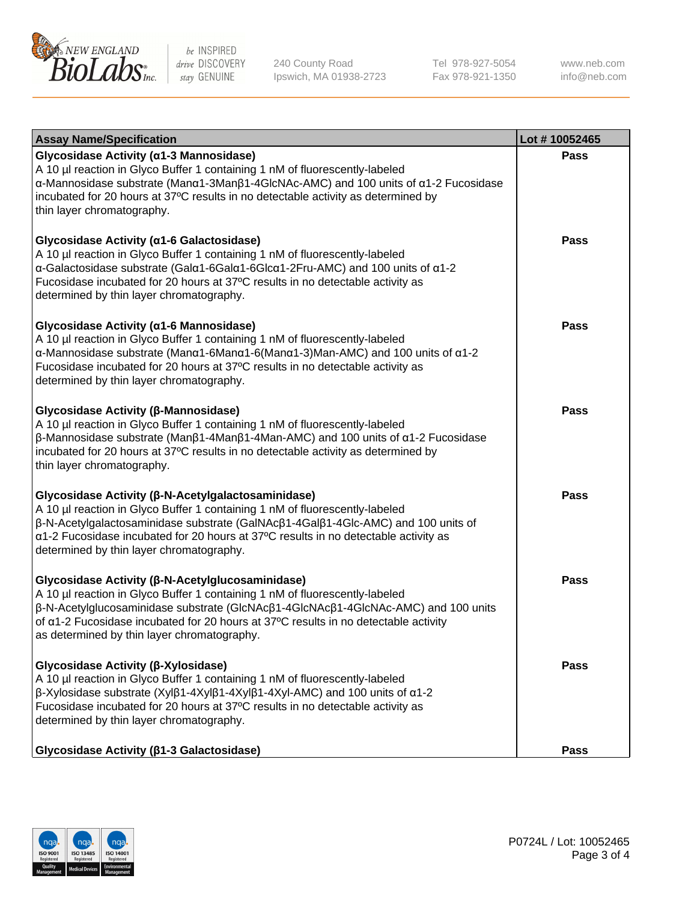| Assay Name/Specification | Lot # 10052465 |
|---|---|
| **Glycosidase Activity (α1-3 Mannosidase)**<br>A 10 µl reaction in Glyco Buffer 1 containing 1 nM of fluorescently-labeled α-Mannosidase substrate (Manα1-3Manβ1-4GlcNAc-AMC) and 100 units of α1-2 Fucosidase incubated for 20 hours at 37ºC results in no detectable activity as determined by thin layer chromatography. | Pass |
| **Glycosidase Activity (α1-6 Galactosidase)**<br>A 10 µl reaction in Glyco Buffer 1 containing 1 nM of fluorescently-labeled α-Galactosidase substrate (Galα1-6Galα1-6Glcα1-2Fru-AMC) and 100 units of α1-2 Fucosidase incubated for 20 hours at 37ºC results in no detectable activity as determined by thin layer chromatography. | Pass |
| **Glycosidase Activity (α1-6 Mannosidase)**<br>A 10 µl reaction in Glyco Buffer 1 containing 1 nM of fluorescently-labeled α-Mannosidase substrate (Manα1-6Manα1-6(Manα1-3)Man-AMC) and 100 units of α1-2 Fucosidase incubated for 20 hours at 37ºC results in no detectable activity as determined by thin layer chromatography. | Pass |
| **Glycosidase Activity (β-Mannosidase)**<br>A 10 µl reaction in Glyco Buffer 1 containing 1 nM of fluorescently-labeled β-Mannosidase substrate (Manβ1-4Manβ1-4Man-AMC) and 100 units of α1-2 Fucosidase incubated for 20 hours at 37ºC results in no detectable activity as determined by thin layer chromatography. | Pass |
| **Glycosidase Activity (β-N-Acetylgalactosaminidase)**<br>A 10 µl reaction in Glyco Buffer 1 containing 1 nM of fluorescently-labeled β-N-Acetylgalactosaminidase substrate (GalNAcβ1-4Galβ1-4Glc-AMC) and 100 units of α1-2 Fucosidase incubated for 20 hours at 37ºC results in no detectable activity as determined by thin layer chromatography. | Pass |
| **Glycosidase Activity (β-N-Acetylglucosaminidase)**<br>A 10 µl reaction in Glyco Buffer 1 containing 1 nM of fluorescently-labeled β-N-Acetylglucosaminidase substrate (GlcNAcβ1-4GlcNAcβ1-4GlcNAc-AMC) and 100 units of α1-2 Fucosidase incubated for 20 hours at 37ºC results in no detectable activity as determined by thin layer chromatography. | Pass |
| **Glycosidase Activity (β-Xylosidase)**<br>A 10 µl reaction in Glyco Buffer 1 containing 1 nM of fluorescently-labeled β-Xylosidase substrate (Xylβ1-4Xylβ1-4Xylβ1-4Xyl-AMC) and 100 units of α1-2 Fucosidase incubated for 20 hours at 37ºC results in no detectable activity as determined by thin layer chromatography. | Pass |
| **Glycosidase Activity (β1-3 Galactosidase)** | Pass |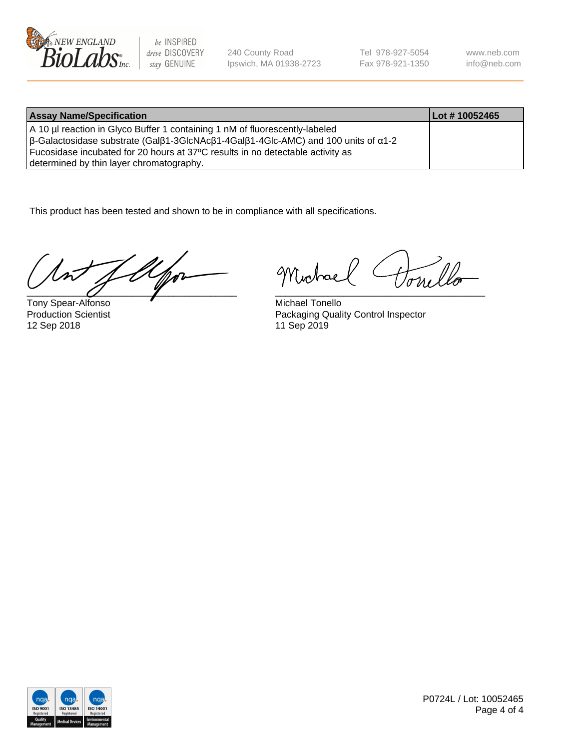| Assay Name/Specification | Lot # 10052465 |
|---|---|
| A 10 µl reaction in Glyco Buffer 1 containing 1 nM of fluorescently-labeled β-Galactosidase substrate (Galβ1-3GlcNAcβ1-4Galβ1-4Glc-AMC) and 100 units of α1-2 Fucosidase incubated for 20 hours at 37ºC results in no detectable activity as determined by thin layer chromatography. | |

This product has been tested and shown to be in compliance with all specifications.

Tony Spear-Alfonso
Production Scientist
12 Sep 2018

Michael Tonello
Packaging Quality Control Inspector
11 Sep 2019

P0724L / Lot: 10052465